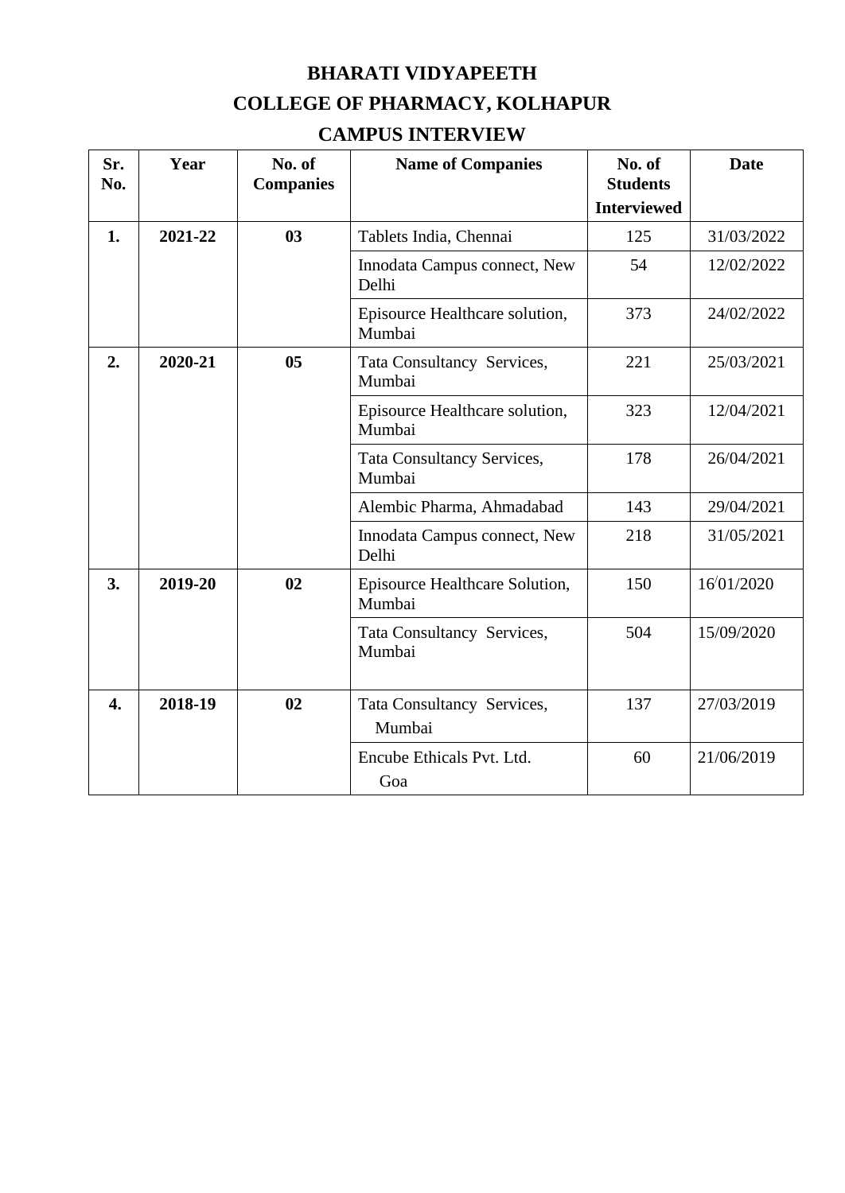# BHARATI VIDYAPEETH

# COLLEGE OF PHARMACY, KOLHAPUR

## CAMPUS INTERVIEW

| Sr. No. | Year | No. of Companies | Name of Companies | No. of Students Interviewed | Date |
|---|---|---|---|---|---|
| **1.** | **2021-22** | **03** | Tablets India, Chennai | 125 | 31/03/2022 |
| | | | Innodata Campus connect, New Delhi | 54 | 12/02/2022 |
| | | | Episource Healthcare solution, Mumbai | 373 | 24/02/2022 |
| **2.** | **2020-21** | **05** | Tata Consultancy Services, Mumbai | 221 | 25/03/2021 |
| | | | Episource Healthcare solution, Mumbai | 323 | 12/04/2021 |
| | | | Tata Consultancy Services, Mumbai | 178 | 26/04/2021 |
| | | | Alembic Pharma, Ahmadabad | 143 | 29/04/2021 |
| | | | Innodata Campus connect, New Delhi | 218 | 31/05/2021 |
| **3.** | **2019-20** | **02** | Episource Healthcare Solution, Mumbai | 150 | 16/01/2020 |
| | | | Tata Consultancy Services, Mumbai | 504 | 15/09/2020 |
| **4.** | **2018-19** | **02** | Tata Consultancy Services, Mumbai | 137 | 27/03/2019 |
| | | | Encube Ethicals Pvt. Ltd. Goa | 60 | 21/06/2019 |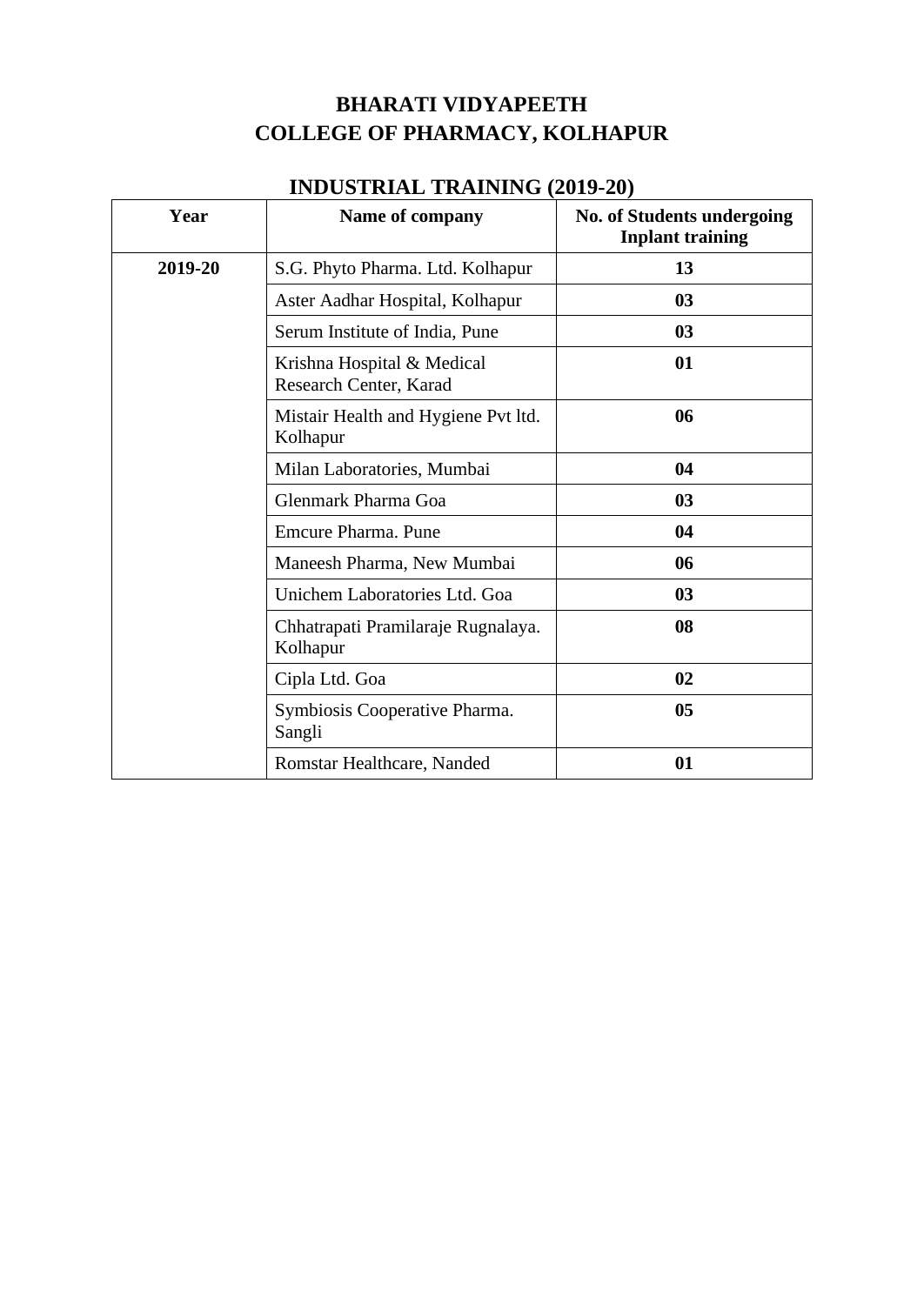# BHARATI VIDYAPEETH
# COLLEGE OF PHARMACY, KOLHAPUR

## INDUSTRIAL TRAINING (2019-20)

| Year | Name of company | No. of Students undergoing Inplant training |
|---|---|---|
| **2019-20** | S.G. Phyto Pharma. Ltd. Kolhapur | **13** |
| | Aster Aadhar Hospital, Kolhapur | **03** |
| | Serum Institute of India, Pune | **03** |
| | Krishna Hospital & Medical Research Center, Karad | **01** |
| | Mistair Health and Hygiene Pvt ltd. Kolhapur | **06** |
| | Milan Laboratories, Mumbai | **04** |
| | Glenmark Pharma Goa | **03** |
| | Emcure Pharma. Pune | **04** |
| | Maneesh Pharma, New Mumbai | **06** |
| | Unichem Laboratories Ltd. Goa | **03** |
| | Chhatrapati Pramilaraje Rugnalaya. Kolhapur | **08** |
| | Cipla Ltd. Goa | **02** |
| | Symbiosis Cooperative Pharma. Sangli | **05** |
| | Romstar Healthcare, Nanded | **01** |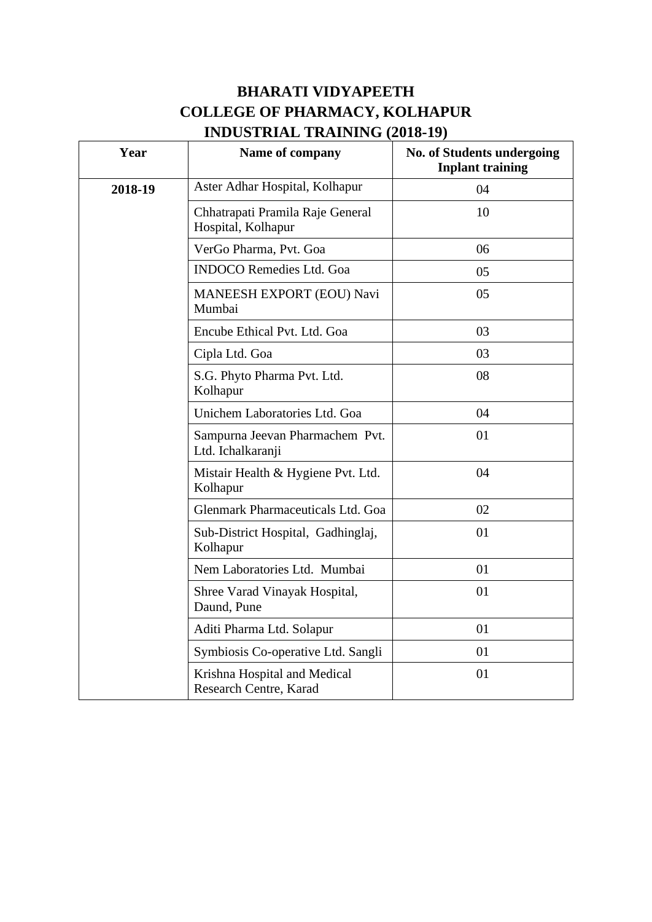# BHARATI VIDYAPEETH
# COLLEGE OF PHARMACY, KOLHAPUR
## INDUSTRIAL TRAINING (2018-19)

| Year | Name of company | No. of Students undergoing Inplant training |
|---|---|---|
| **2018-19** | Aster Adhar Hospital, Kolhapur | 04 |
| | Chhatrapati Pramila Raje General Hospital, Kolhapur | 10 |
| | VerGo Pharma, Pvt. Goa | 06 |
| | INDOCO Remedies Ltd. Goa | 05 |
| | MANEESH EXPORT (EOU) Navi Mumbai | 05 |
| | Encube Ethical Pvt. Ltd. Goa | 03 |
| | Cipla Ltd. Goa | 03 |
| | S.G. Phyto Pharma Pvt. Ltd. Kolhapur | 08 |
| | Unichem Laboratories Ltd. Goa | 04 |
| | Sampurna Jeevan Pharmachem Pvt. Ltd. Ichalkaranji | 01 |
| | Mistair Health & Hygiene Pvt. Ltd. Kolhapur | 04 |
| | Glenmark Pharmaceuticals Ltd. Goa | 02 |
| | Sub-District Hospital, Gadhinglaj, Kolhapur | 01 |
| | Nem Laboratories Ltd. Mumbai | 01 |
| | Shree Varad Vinayak Hospital, Daund, Pune | 01 |
| | Aditi Pharma Ltd. Solapur | 01 |
| | Symbiosis Co-operative Ltd. Sangli | 01 |
| | Krishna Hospital and Medical Research Centre, Karad | 01 |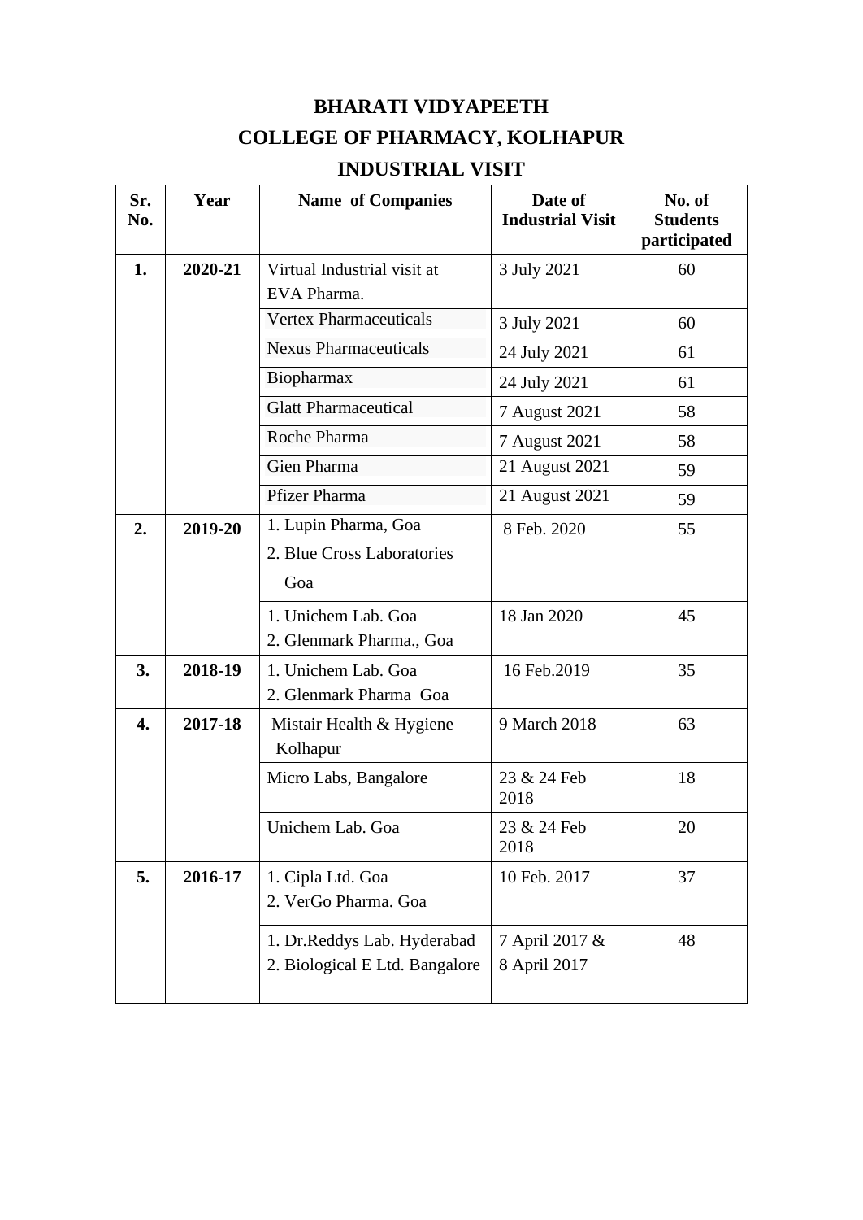# BHARATI VIDYAPEETH

# COLLEGE OF PHARMACY, KOLHAPUR

## INDUSTRIAL VISIT

| Sr. No. | Year | Name of Companies | Date of Industrial Visit | No. of Students participated |
|---|---|---|---|---|
| 1. | 2020-21 | Virtual Industrial visit at EVA Pharma. | 3 July 2021 | 60 |
| | | Vertex Pharmaceuticals | 3 July 2021 | 60 |
| | | Nexus Pharmaceuticals | 24 July 2021 | 61 |
| | | Biopharmax | 24 July 2021 | 61 |
| | | Glatt Pharmaceutical | 7 August 2021 | 58 |
| | | Roche Pharma | 7 August 2021 | 58 |
| | | Gien Pharma | 21 August 2021 | 59 |
| | | Pfizer Pharma | 21 August 2021 | 59 |
| 2. | 2019-20 | 1. Lupin Pharma, Goa<br>2. Blue Cross Laboratories Goa | 8 Feb. 2020 | 55 |
| | | 1. Unichem Lab. Goa<br>2. Glenmark Pharma., Goa | 18 Jan 2020 | 45 |
| 3. | 2018-19 | 1. Unichem Lab. Goa<br>2. Glenmark Pharma Goa | 16 Feb.2019 | 35 |
| 4. | 2017-18 | Mistair Health & Hygiene Kolhapur | 9 March 2018 | 63 |
| | | Micro Labs, Bangalore | 23 & 24 Feb 2018 | 18 |
| | | Unichem Lab. Goa | 23 & 24 Feb 2018 | 20 |
| 5. | 2016-17 | 1. Cipla Ltd. Goa<br>2. VerGo Pharma. Goa | 10 Feb. 2017 | 37 |
| | | 1. Dr.Reddys Lab. Hyderabad<br>2. Biological E Ltd. Bangalore | 7 April 2017 & 8 April 2017 | 48 |